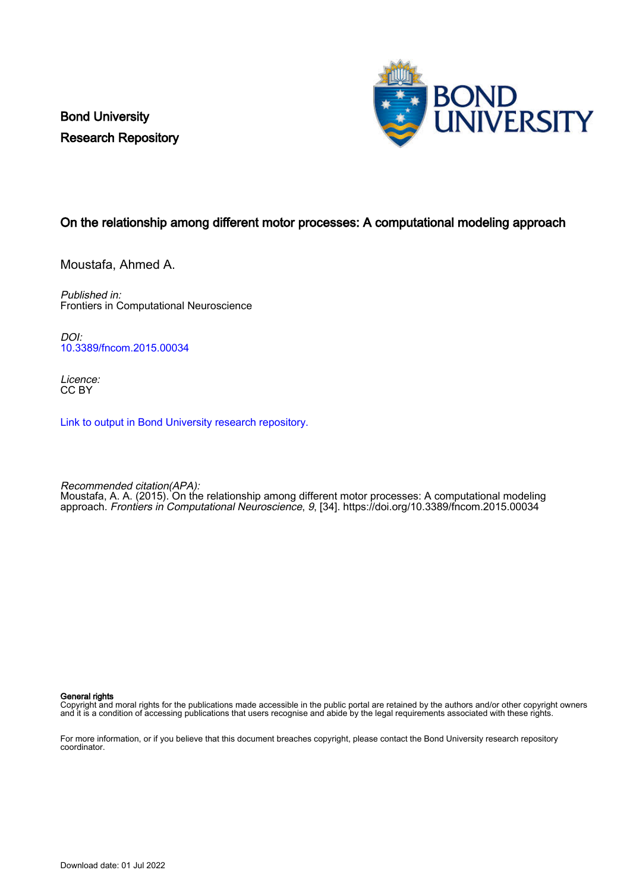Bond University
Research Repository

# On the relationship among different motor processes: A computational modeling approach

Moustafa, Ahmed A.

*Published in:*
Frontiers in Computational Neuroscience

*DOI:*
10.3389/fncom.2015.00034

*Licence:*
CC BY

Link to output in Bond University research repository.

*Recommended citation(APA):*
Moustafa, A. A. (2015). On the relationship among different motor processes: A computational modeling approach. *Frontiers in Computational Neuroscience*, *9*, [34]. https://doi.org/10.3389/fncom.2015.00034

**General rights**
Copyright and moral rights for the publications made accessible in the public portal are retained by the authors and/or other copyright owners and it is a condition of accessing publications that users recognise and abide by the legal requirements associated with these rights.

For more information, or if you believe that this document breaches copyright, please contact the Bond University research repository coordinator.

Download date: 01 Jul 2022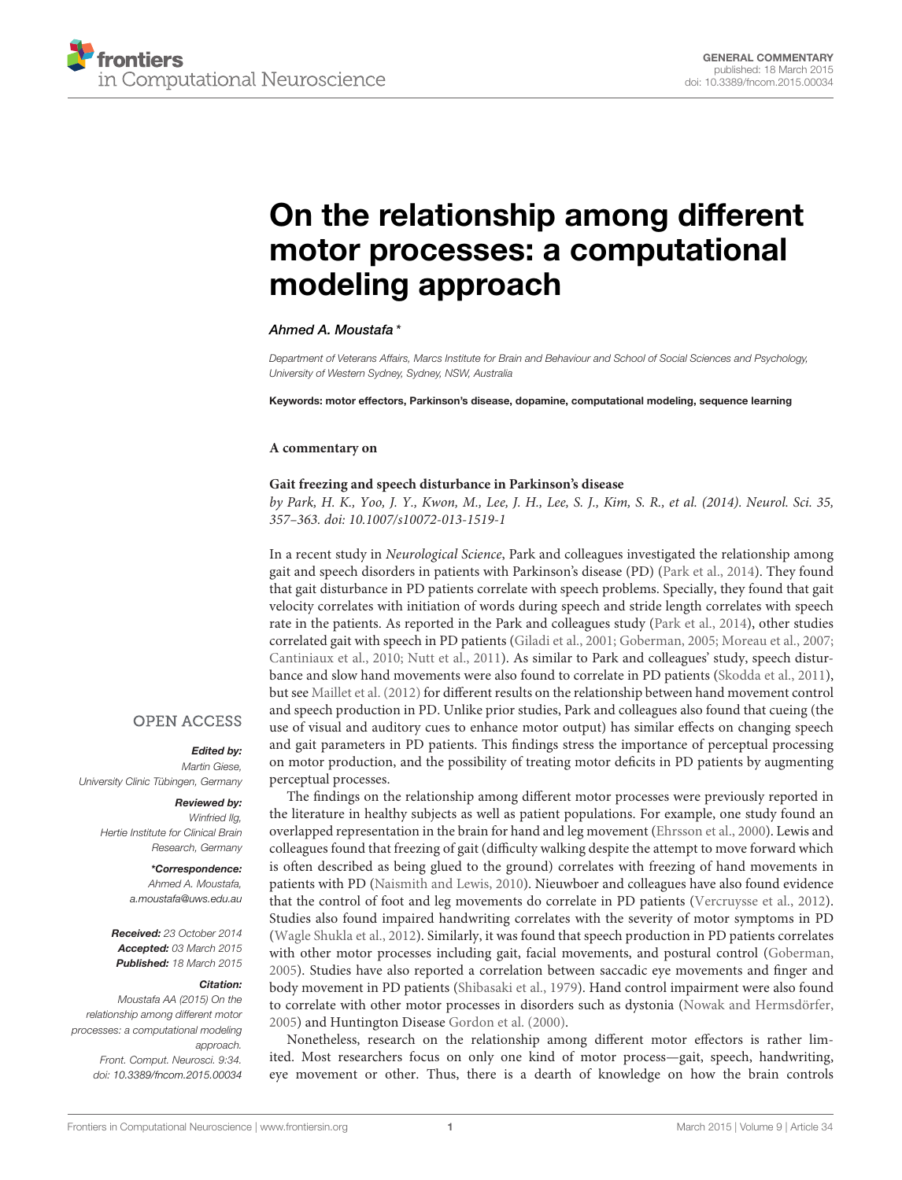# On the relationship among different motor processes: a computational modeling approach

*Ahmed A. Moustafa\**

*Department of Veterans Affairs, Marcs Institute for Brain and Behaviour and School of Social Sciences and Psychology, University of Western Sydney, Sydney, NSW, Australia*

**Keywords: motor effectors, Parkinson's disease, dopamine, computational modeling, sequence learning**

**A commentary on**

**Gait freezing and speech disturbance in Parkinson's disease**

*by Park, H. K., Yoo, J. Y., Kwon, M., Lee, J. H., Lee, S. J., Kim, S. R., et al. (2014). Neurol. Sci. 35, 357–363. doi: 10.1007/s10072-013-1519-1*

In a recent study in *Neurological Science*, Park and colleagues investigated the relationship among gait and speech disorders in patients with Parkinson's disease (PD) (Park et al., 2014). They found that gait disturbance in PD patients correlate with speech problems. Specially, they found that gait velocity correlates with initiation of words during speech and stride length correlates with speech rate in the patients. As reported in the Park and colleagues study (Park et al., 2014), other studies correlated gait with speech in PD patients (Giladi et al., 2001; Goberman, 2005; Moreau et al., 2007; Cantiniaux et al., 2010; Nutt et al., 2011). As similar to Park and colleagues' study, speech disturbance and slow hand movements were also found to correlate in PD patients (Skodda et al., 2011), but see Maillet et al. (2012) for different results on the relationship between hand movement control and speech production in PD. Unlike prior studies, Park and colleagues also found that cueing (the use of visual and auditory cues to enhance motor output) has similar effects on changing speech and gait parameters in PD patients. This findings stress the importance of perceptual processing on motor production, and the possibility of treating motor deficits in PD patients by augmenting perceptual processes.

The findings on the relationship among different motor processes were previously reported in the literature in healthy subjects as well as patient populations. For example, one study found an overlapped representation in the brain for hand and leg movement (Ehrsson et al., 2000). Lewis and colleagues found that freezing of gait (difficulty walking despite the attempt to move forward which is often described as being glued to the ground) correlates with freezing of hand movements in patients with PD (Naismith and Lewis, 2010). Nieuwboer and colleagues have also found evidence that the control of foot and leg movements do correlate in PD patients (Vercruysse et al., 2012). Studies also found impaired handwriting correlates with the severity of motor symptoms in PD (Wagle Shukla et al., 2012). Similarly, it was found that speech production in PD patients correlates with other motor processes including gait, facial movements, and postural control (Goberman, 2005). Studies have also reported a correlation between saccadic eye movements and finger and body movement in PD patients (Shibasaki et al., 1979). Hand control impairment were also found to correlate with other motor processes in disorders such as dystonia (Nowak and Hermsdörfer, 2005) and Huntington Disease Gordon et al. (2000).

Nonetheless, research on the relationship among different motor effectors is rather limited. Most researchers focus on only one kind of motor process—gait, speech, handwriting, eye movement or other. Thus, there is a dearth of knowledge on how the brain controls

OPEN ACCESS

*Edited by:*
*Martin Giese, University Clinic Tübingen, Germany*

*Reviewed by:*
*Winfried Ilg, Hertie Institute for Clinical Brain Research, Germany*

*\*Correspondence:*
*Ahmed A. Moustafa, a.moustafa@uws.edu.au*

*Received: 23 October 2014*
*Accepted: 03 March 2015*
*Published: 18 March 2015*

*Citation:*
*Moustafa AA (2015) On the relationship among different motor processes: a computational modeling approach. Front. Comput. Neurosci. 9:34. doi: 10.3389/fncom.2015.00034*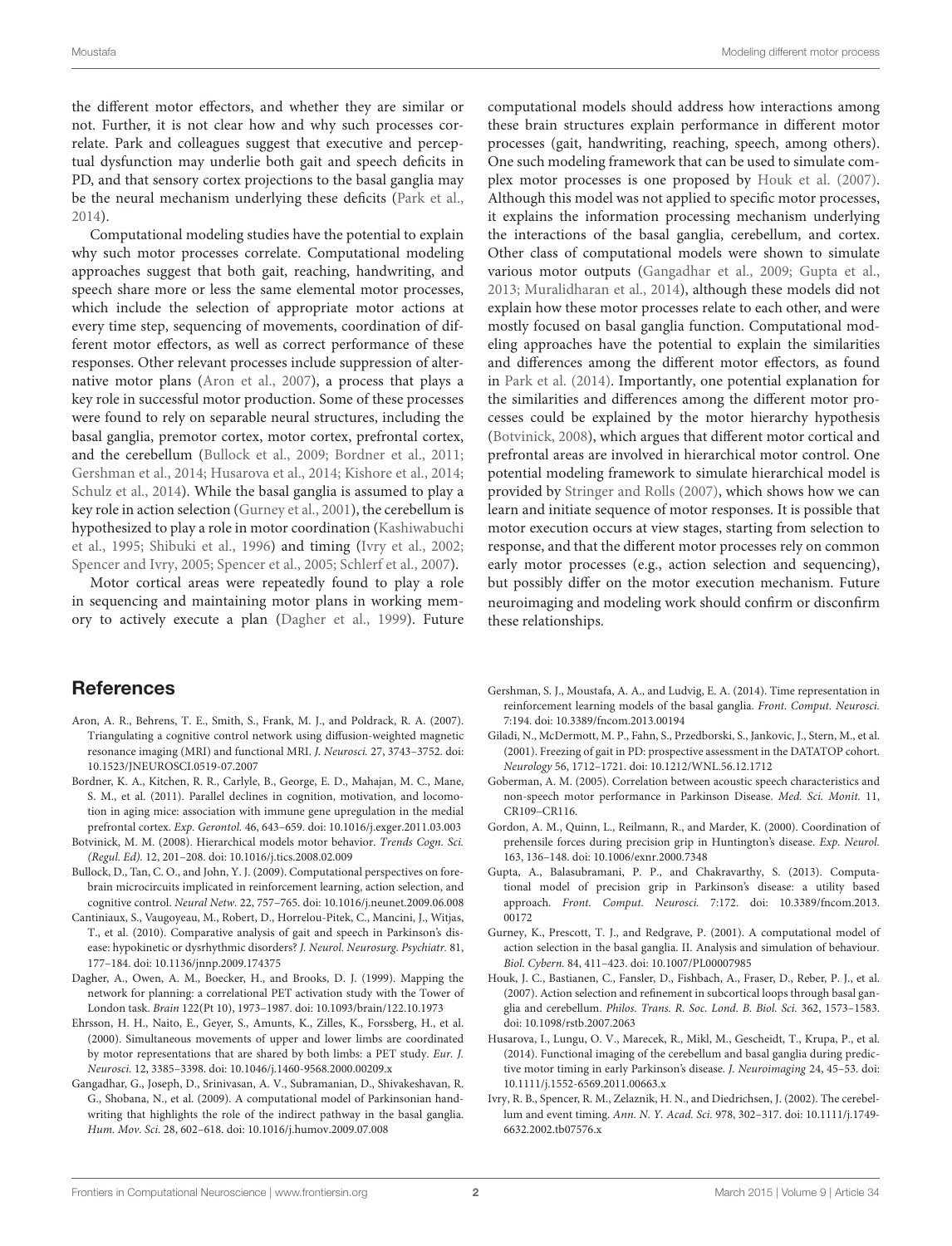the different motor effectors, and whether they are similar or not. Further, it is not clear how and why such processes correlate. Park and colleagues suggest that executive and perceptual dysfunction may underlie both gait and speech deficits in PD, and that sensory cortex projections to the basal ganglia may be the neural mechanism underlying these deficits (Park et al., 2014).

Computational modeling studies have the potential to explain why such motor processes correlate. Computational modeling approaches suggest that both gait, reaching, handwriting, and speech share more or less the same elemental motor processes, which include the selection of appropriate motor actions at every time step, sequencing of movements, coordination of different motor effectors, as well as correct performance of these responses. Other relevant processes include suppression of alternative motor plans (Aron et al., 2007), a process that plays a key role in successful motor production. Some of these processes were found to rely on separable neural structures, including the basal ganglia, premotor cortex, motor cortex, prefrontal cortex, and the cerebellum (Bullock et al., 2009; Bordner et al., 2011; Gershman et al., 2014; Husarova et al., 2014; Kishore et al., 2014; Schulz et al., 2014). While the basal ganglia is assumed to play a key role in action selection (Gurney et al., 2001), the cerebellum is hypothesized to play a role in motor coordination (Kashiwabuchi et al., 1995; Shibuki et al., 1996) and timing (Ivry et al., 2002; Spencer and Ivry, 2005; Spencer et al., 2005; Schlerf et al., 2007).

Motor cortical areas were repeatedly found to play a role in sequencing and maintaining motor plans in working memory to actively execute a plan (Dagher et al., 1999). Future computational models should address how interactions among these brain structures explain performance in different motor processes (gait, handwriting, reaching, speech, among others). One such modeling framework that can be used to simulate complex motor processes is one proposed by Houk et al. (2007). Although this model was not applied to specific motor processes, it explains the information processing mechanism underlying the interactions of the basal ganglia, cerebellum, and cortex. Other class of computational models were shown to simulate various motor outputs (Gangadhar et al., 2009; Gupta et al., 2013; Muralidharan et al., 2014), although these models did not explain how these motor processes relate to each other, and were mostly focused on basal ganglia function. Computational modeling approaches have the potential to explain the similarities and differences among the different motor effectors, as found in Park et al. (2014). Importantly, one potential explanation for the similarities and differences among the different motor processes could be explained by the motor hierarchy hypothesis (Botvinick, 2008), which argues that different motor cortical and prefrontal areas are involved in hierarchical motor control. One potential modeling framework to simulate hierarchical model is provided by Stringer and Rolls (2007), which shows how we can learn and initiate sequence of motor responses. It is possible that motor execution occurs at view stages, starting from selection to response, and that the different motor processes rely on common early motor processes (e.g., action selection and sequencing), but possibly differ on the motor execution mechanism. Future neuroimaging and modeling work should confirm or disconfirm these relationships.

## References

Aron, A. R., Behrens, T. E., Smith, S., Frank, M. J., and Poldrack, R. A. (2007). Triangulating a cognitive control network using diffusion-weighted magnetic resonance imaging (MRI) and functional MRI. *J. Neurosci.* 27, 3743–3752. doi: 10.1523/JNEUROSCI.0519-07.2007

Bordner, K. A., Kitchen, R. R., Carlyle, B., George, E. D., Mahajan, M. C., Mane, S. M., et al. (2011). Parallel declines in cognition, motivation, and locomotion in aging mice: association with immune gene upregulation in the medial prefrontal cortex. *Exp. Gerontol.* 46, 643–659. doi: 10.1016/j.exger.2011.03.003

Botvinick, M. M. (2008). Hierarchical models motor behavior. *Trends Cogn. Sci. (Regul. Ed).* 12, 201–208. doi: 10.1016/j.tics.2008.02.009

Bullock, D., Tan, C. O., and John, Y. J. (2009). Computational perspectives on forebrain microcircuits implicated in reinforcement learning, action selection, and cognitive control. *Neural Netw.* 22, 757–765. doi: 10.1016/j.neunet.2009.06.008

Cantiniaux, S., Vaugoyeau, M., Robert, D., Horrelou-Pitek, C., Mancini, J., Witjas, T., et al. (2010). Comparative analysis of gait and speech in Parkinson's disease: hypokinetic or dysrhythmic disorders? *J. Neurol. Neurosurg. Psychiatr.* 81, 177–184. doi: 10.1136/jnnp.2009.174375

Dagher, A., Owen, A. M., Boecker, H., and Brooks, D. J. (1999). Mapping the network for planning: a correlational PET activation study with the Tower of London task. *Brain* 122(Pt 10), 1973–1987. doi: 10.1093/brain/122.10.1973

Ehrsson, H. H., Naito, E., Geyer, S., Amunts, K., Zilles, K., Forssberg, H., et al. (2000). Simultaneous movements of upper and lower limbs are coordinated by motor representations that are shared by both limbs: a PET study. *Eur. J. Neurosci.* 12, 3385–3398. doi: 10.1046/j.1460-9568.2000.00209.x

Gangadhar, G., Joseph, D., Srinivasan, A. V., Subramanian, D., Shivakeshavan, R. G., Shobana, N., et al. (2009). A computational model of Parkinsonian handwriting that highlights the role of the indirect pathway in the basal ganglia. *Hum. Mov. Sci.* 28, 602–618. doi: 10.1016/j.humov.2009.07.008

Gershman, S. J., Moustafa, A. A., and Ludvig, E. A. (2014). Time representation in reinforcement learning models of the basal ganglia. *Front. Comput. Neurosci.* 7:194. doi: 10.3389/fncom.2013.00194

Giladi, N., McDermott, M. P., Fahn, S., Przedborski, S., Jankovic, J., Stern, M., et al. (2001). Freezing of gait in PD: prospective assessment in the DATATOP cohort. *Neurology* 56, 1712–1721. doi: 10.1212/WNL.56.12.1712

Goberman, A. M. (2005). Correlation between acoustic speech characteristics and non-speech motor performance in Parkinson Disease. *Med. Sci. Monit.* 11, CR109–CR116.

Gordon, A. M., Quinn, L., Reilmann, R., and Marder, K. (2000). Coordination of prehensile forces during precision grip in Huntington's disease. *Exp. Neurol.* 163, 136–148. doi: 10.1006/exnr.2000.7348

Gupta, A., Balasubramani, P. P., and Chakravarthy, S. (2013). Computational model of precision grip in Parkinson's disease: a utility based approach. *Front. Comput. Neurosci.* 7:172. doi: 10.3389/fncom.2013.00172

Gurney, K., Prescott, T. J., and Redgrave, P. (2001). A computational model of action selection in the basal ganglia. II. Analysis and simulation of behaviour. *Biol. Cybern.* 84, 411–423. doi: 10.1007/PL00007985

Houk, J. C., Bastianen, C., Fansler, D., Fishbach, A., Fraser, D., Reber, P. J., et al. (2007). Action selection and refinement in subcortical loops through basal ganglia and cerebellum. *Philos. Trans. R. Soc. Lond. B. Biol. Sci.* 362, 1573–1583. doi: 10.1098/rstb.2007.2063

Husarova, I., Lungu, O. V., Marecek, R., Mikl, M., Gescheidt, T., Krupa, P., et al. (2014). Functional imaging of the cerebellum and basal ganglia during predictive motor timing in early Parkinson's disease. *J. Neuroimaging* 24, 45–53. doi: 10.1111/j.1552-6569.2011.00663.x

Ivry, R. B., Spencer, R. M., Zelaznik, H. N., and Diedrichsen, J. (2002). The cerebellum and event timing. *Ann. N. Y. Acad. Sci.* 978, 302–317. doi: 10.1111/j.1749-6632.2002.tb07576.x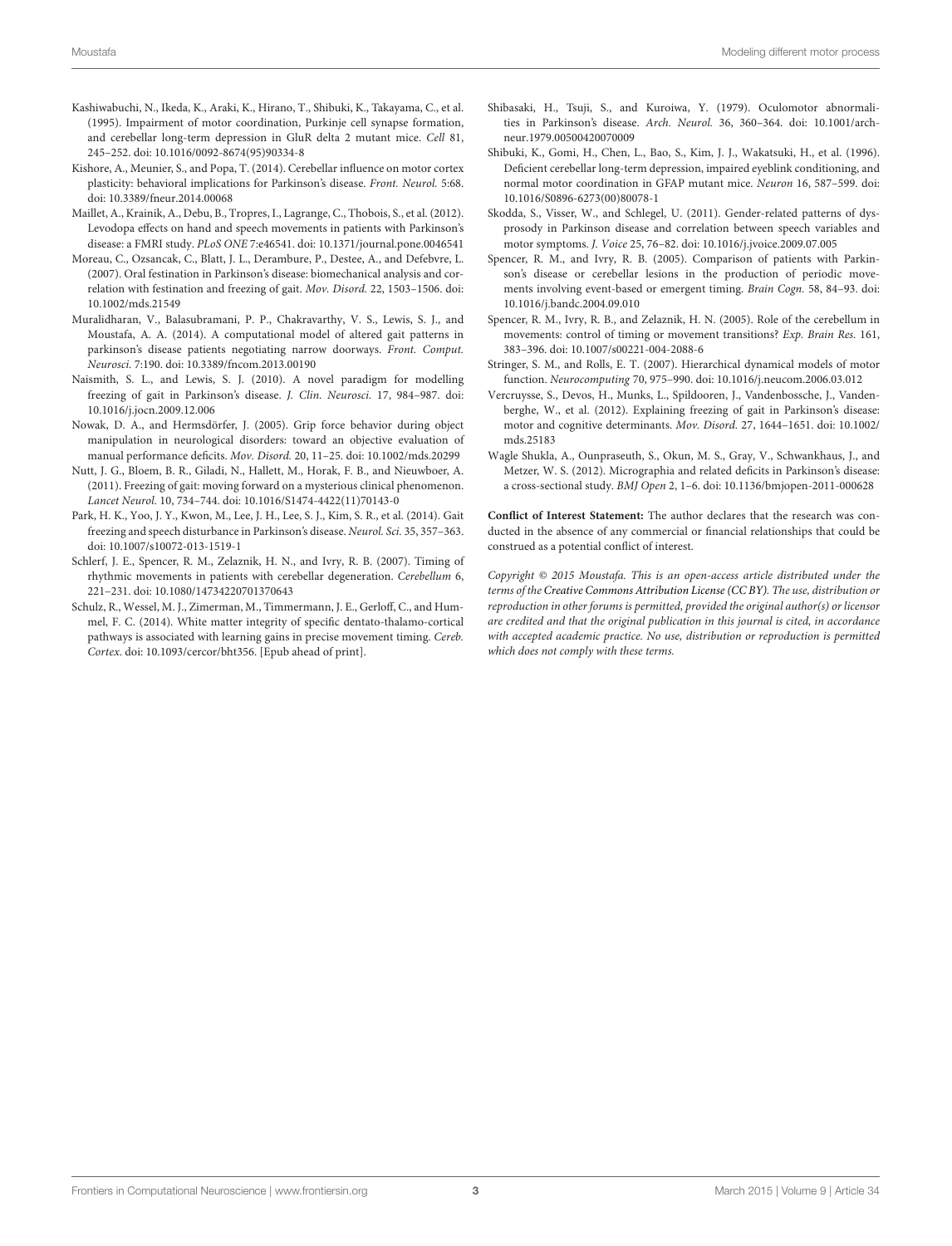Kashiwabuchi, N., Ikeda, K., Araki, K., Hirano, T., Shibuki, K., Takayama, C., et al. (1995). Impairment of motor coordination, Purkinje cell synapse formation, and cerebellar long-term depression in GluR delta 2 mutant mice. *Cell* 81, 245–252. doi: 10.1016/0092-8674(95)90334-8

Kishore, A., Meunier, S., and Popa, T. (2014). Cerebellar influence on motor cortex plasticity: behavioral implications for Parkinson's disease. *Front. Neurol.* 5:68. doi: 10.3389/fneur.2014.00068

Maillet, A., Krainik, A., Debu, B., Tropres, I., Lagrange, C., Thobois, S., et al. (2012). Levodopa effects on hand and speech movements in patients with Parkinson's disease: a FMRI study. *PLoS ONE* 7:e46541. doi: 10.1371/journal.pone.0046541

Moreau, C., Ozsancak, C., Blatt, J. L., Derambure, P., Destee, A., and Defebvre, L. (2007). Oral festination in Parkinson's disease: biomechanical analysis and correlation with festination and freezing of gait. *Mov. Disord.* 22, 1503–1506. doi: 10.1002/mds.21549

Muralidharan, V., Balasubramani, P. P., Chakravarthy, V. S., Lewis, S. J., and Moustafa, A. A. (2014). A computational model of altered gait patterns in parkinson's disease patients negotiating narrow doorways. *Front. Comput. Neurosci.* 7:190. doi: 10.3389/fncom.2013.00190

Naismith, S. L., and Lewis, S. J. (2010). A novel paradigm for modelling freezing of gait in Parkinson's disease. *J. Clin. Neurosci.* 17, 984–987. doi: 10.1016/j.jocn.2009.12.006

Nowak, D. A., and Hermsdörfer, J. (2005). Grip force behavior during object manipulation in neurological disorders: toward an objective evaluation of manual performance deficits. *Mov. Disord.* 20, 11–25. doi: 10.1002/mds.20299

Nutt, J. G., Bloem, B. R., Giladi, N., Hallett, M., Horak, F. B., and Nieuwboer, A. (2011). Freezing of gait: moving forward on a mysterious clinical phenomenon. *Lancet Neurol.* 10, 734–744. doi: 10.1016/S1474-4422(11)70143-0

Park, H. K., Yoo, J. Y., Kwon, M., Lee, J. H., Lee, S. J., Kim, S. R., et al. (2014). Gait freezing and speech disturbance in Parkinson's disease. *Neurol. Sci.* 35, 357–363. doi: 10.1007/s10072-013-1519-1

Schlerf, J. E., Spencer, R. M., Zelaznik, H. N., and Ivry, R. B. (2007). Timing of rhythmic movements in patients with cerebellar degeneration. *Cerebellum* 6, 221–231. doi: 10.1080/14734220701370643

Schulz, R., Wessel, M. J., Zimerman, M., Timmermann, J. E., Gerloff, C., and Hummel, F. C. (2014). White matter integrity of specific dentato-thalamo-cortical pathways is associated with learning gains in precise movement timing. *Cereb. Cortex*. doi: 10.1093/cercor/bht356. [Epub ahead of print].

Shibasaki, H., Tsuji, S., and Kuroiwa, Y. (1979). Oculomotor abnormalities in Parkinson's disease. *Arch. Neurol.* 36, 360–364. doi: 10.1001/archneur.1979.00500420070009

Shibuki, K., Gomi, H., Chen, L., Bao, S., Kim, J. J., Wakatsuki, H., et al. (1996). Deficient cerebellar long-term depression, impaired eyeblink conditioning, and normal motor coordination in GFAP mutant mice. *Neuron* 16, 587–599. doi: 10.1016/S0896-6273(00)80078-1

Skodda, S., Visser, W., and Schlegel, U. (2011). Gender-related patterns of dysprosody in Parkinson disease and correlation between speech variables and motor symptoms. *J. Voice* 25, 76–82. doi: 10.1016/j.jvoice.2009.07.005

Spencer, R. M., and Ivry, R. B. (2005). Comparison of patients with Parkinson's disease or cerebellar lesions in the production of periodic movements involving event-based or emergent timing. *Brain Cogn.* 58, 84–93. doi: 10.1016/j.bandc.2004.09.010

Spencer, R. M., Ivry, R. B., and Zelaznik, H. N. (2005). Role of the cerebellum in movements: control of timing or movement transitions? *Exp. Brain Res.* 161, 383–396. doi: 10.1007/s00221-004-2088-6

Stringer, S. M., and Rolls, E. T. (2007). Hierarchical dynamical models of motor function. *Neurocomputing* 70, 975–990. doi: 10.1016/j.neucom.2006.03.012

Vercruysse, S., Devos, H., Munks, L., Spildooren, J., Vandenbossche, J., Vandenberghe, W., et al. (2012). Explaining freezing of gait in Parkinson's disease: motor and cognitive determinants. *Mov. Disord.* 27, 1644–1651. doi: 10.1002/mds.25183

Wagle Shukla, A., Ounpraseuth, S., Okun, M. S., Gray, V., Schwankhaus, J., and Metzer, W. S. (2012). Micrographia and related deficits in Parkinson's disease: a cross-sectional study. *BMJ Open* 2, 1–6. doi: 10.1136/bmjopen-2011-000628

**Conflict of Interest Statement:** The author declares that the research was conducted in the absence of any commercial or financial relationships that could be construed as a potential conflict of interest.

*Copyright © 2015 Moustafa. This is an open-access article distributed under the terms of the Creative Commons Attribution License (CC BY). The use, distribution or reproduction in other forums is permitted, provided the original author(s) or licensor are credited and that the original publication in this journal is cited, in accordance with accepted academic practice. No use, distribution or reproduction is permitted which does not comply with these terms.*